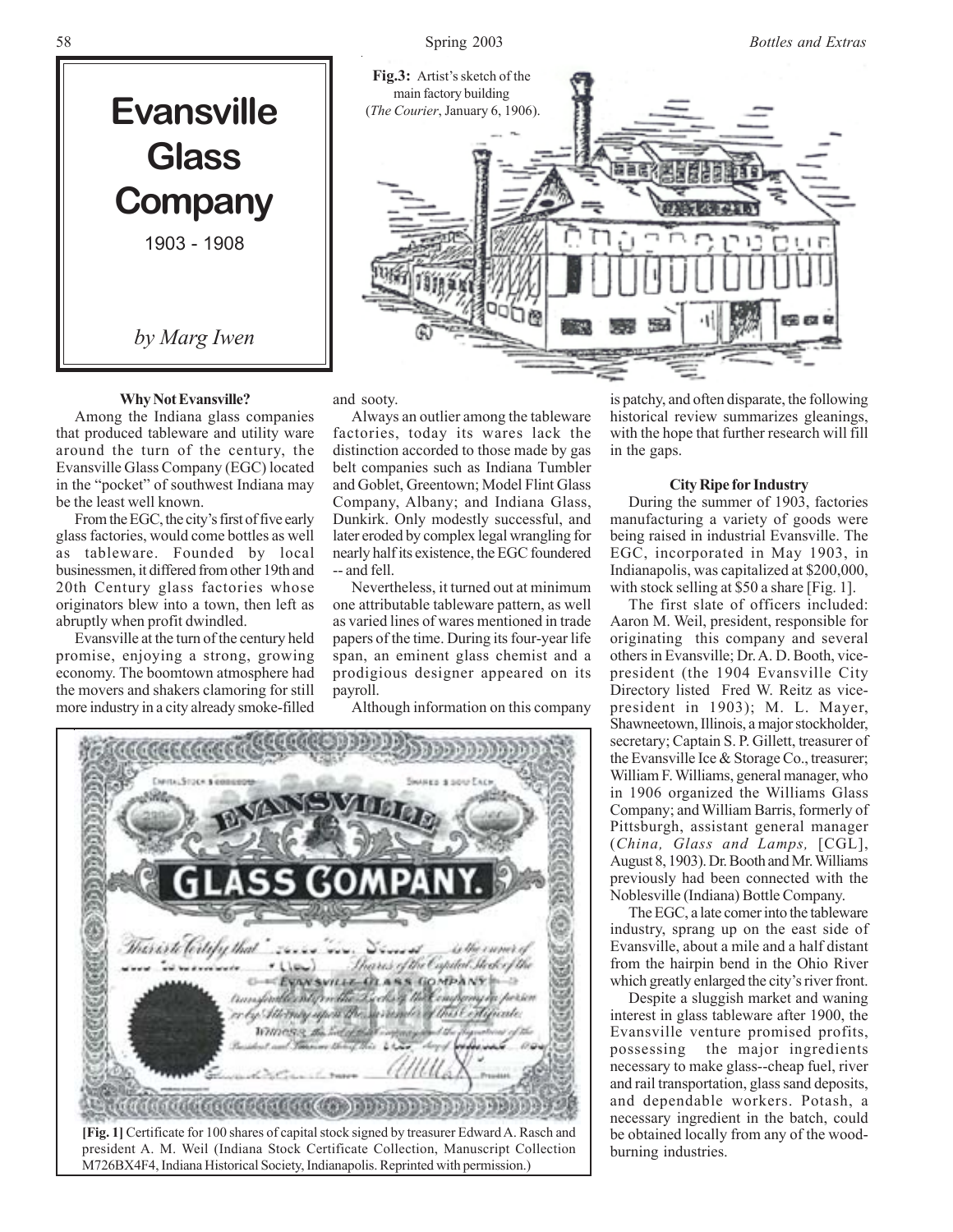# Evansville Glass Company

1903 - 1908

*by Marg Iwen*

**Fig.3:** Artist's sketch of the main factory building (*The Courier*, January 6, 1906).

### Why Not Evansville?

Among the Indiana glass companies that produced tableware and utility ware around the turn of the century, the Evansville Glass Company (EGC) located in the "pocket" of southwest Indiana may be the least well known.

From the EGC, the city's first of five early glass factories, would come bottles as well as tableware. Founded by local businessmen, it differed from other 19th and 20th Century glass factories whose originators blew into a town, then left as abruptly when profit dwindled.

Evansville at the turn of the century held promise, enjoying a strong, growing economy. The boomtown atmosphere had the movers and shakers clamoring for still more industry in a city already smoke-filled and sooty.

Always an outlier among the tableware factories, today its wares lack the distinction accorded to those made by gas belt companies such as Indiana Tumbler and Goblet, Greentown; Model Flint Glass Company, Albany; and Indiana Glass, Dunkirk. Only modestly successful, and later eroded by complex legal wrangling for nearly half its existence, the EGC foundered -- and fell.

Nevertheless, it turned out at minimum one attributable tableware pattern, as well as varied lines of wares mentioned in trade papers of the time. During its four-year life span, an eminent glass chemist and a prodigious designer appeared on its payroll.

Although information on this company is patchy, and often disparate, the following historical review summarizes gleanings, with the hope that further research will fill in the gaps.

**[Fig. 1]** Certificate for 100 shares of capital stock signed by treasurer Edward A. Rasch and president A. M. Weil (Indiana Stock Certificate Collection, Manuscript Collection M726BX4F4, Indiana Historical Society, Indianapolis. Reprinted with permission.)

### City Ripe for Industry

During the summer of 1903, factories manufacturing a variety of goods were being raised in industrial Evansville. The EGC, incorporated in May 1903, in Indianapolis, was capitalized at $200,000, with stock selling at $50 a share [Fig. 1].

The first slate of officers included: Aaron M. Weil, president, responsible for originating this company and several others in Evansville; Dr. A. D. Booth, vice-president (the 1904 Evansville City Directory listed Fred W. Reitz as vice-president in 1903); M. L. Mayer, Shawneetown, Illinois, a major stockholder, secretary; Captain S. P. Gillett, treasurer of the Evansville Ice & Storage Co., treasurer; William F. Williams, general manager, who in 1906 organized the Williams Glass Company; and William Barris, formerly of Pittsburgh, assistant general manager (*China, Glass and Lamps,* [CGL], August 8, 1903). Dr. Booth and Mr. Williams previously had been connected with the Noblesville (Indiana) Bottle Company.

The EGC, a late comer into the tableware industry, sprang up on the east side of Evansville, about a mile and a half distant from the hairpin bend in the Ohio River which greatly enlarged the city's river front.

Despite a sluggish market and waning interest in glass tableware after 1900, the Evansville venture promised profits, possessing the major ingredients necessary to make glass--cheap fuel, river and rail transportation, glass sand deposits, and dependable workers. Potash, a necessary ingredient in the batch, could be obtained locally from any of the wood-burning industries.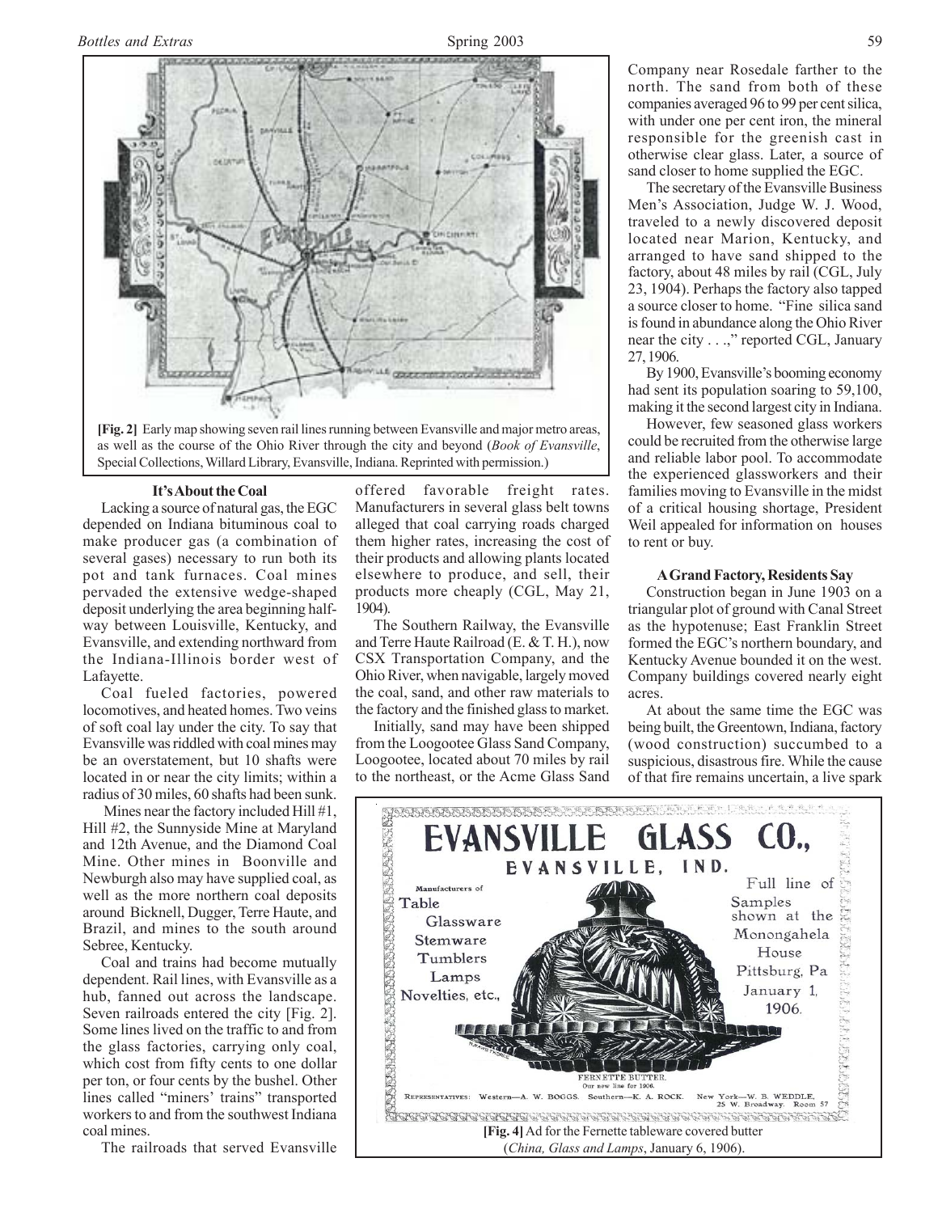[Fig. 2] Early map showing seven rail lines running between Evansville and major metro areas, as well as the course of the Ohio River through the city and beyond (*Book of Evansville*, Special Collections, Willard Library, Evansville, Indiana. Reprinted with permission.)

### It's About the Coal

Lacking a source of natural gas, the EGC depended on Indiana bituminous coal to make producer gas (a combination of several gases) necessary to run both its pot and tank furnaces. Coal mines pervaded the extensive wedge-shaped deposit underlying the area beginning halfway between Louisville, Kentucky, and Evansville, and extending northward from the Indiana-Illinois border west of Lafayette.

Coal fueled factories, powered locomotives, and heated homes. Two veins of soft coal lay under the city. To say that Evansville was riddled with coal mines may be an overstatement, but 10 shafts were located in or near the city limits; within a radius of 30 miles, 60 shafts had been sunk.

Mines near the factory included Hill #1, Hill #2, the Sunnyside Mine at Maryland and 12th Avenue, and the Diamond Coal Mine. Other mines in Boonville and Newburgh also may have supplied coal, as well as the more northern coal deposits around Bicknell, Dugger, Terre Haute, and Brazil, and mines to the south around Sebree, Kentucky.

Coal and trains had become mutually dependent. Rail lines, with Evansville as a hub, fanned out across the landscape. Seven railroads entered the city [Fig. 2]. Some lines lived on the traffic to and from the glass factories, carrying only coal, which cost from fifty cents to one dollar per ton, or four cents by the bushel. Other lines called "miners' trains" transported workers to and from the southwest Indiana coal mines.

The railroads that served Evansville offered favorable freight rates. Manufacturers in several glass belt towns alleged that coal carrying roads charged them higher rates, increasing the cost of their products and allowing plants located elsewhere to produce, and sell, their products more cheaply (CGL, May 21, 1904).

The Southern Railway, the Evansville and Terre Haute Railroad (E. & T. H.), now CSX Transportation Company, and the Ohio River, when navigable, largely moved the coal, sand, and other raw materials to the factory and the finished glass to market.

Initially, sand may have been shipped from the Loogootee Glass Sand Company, Loogootee, located about 70 miles by rail to the northeast, or the Acme Glass Sand Company near Rosedale farther to the north. The sand from both of these companies averaged 96 to 99 per cent silica, with under one per cent iron, the mineral responsible for the greenish cast in otherwise clear glass. Later, a source of sand closer to home supplied the EGC.

The secretary of the Evansville Business Men's Association, Judge W. J. Wood, traveled to a newly discovered deposit located near Marion, Kentucky, and arranged to have sand shipped to the factory, about 48 miles by rail (CGL, July 23, 1904). Perhaps the factory also tapped a source closer to home. "Fine silica sand is found in abundance along the Ohio River near the city . . .," reported CGL, January 27, 1906.

By 1900, Evansville's booming economy had sent its population soaring to 59,100, making it the second largest city in Indiana.

However, few seasoned glass workers could be recruited from the otherwise large and reliable labor pool. To accommodate the experienced glassworkers and their families moving to Evansville in the midst of a critical housing shortage, President Weil appealed for information on houses to rent or buy.

### A Grand Factory, Residents Say

Construction began in June 1903 on a triangular plot of ground with Canal Street as the hypotenuse; East Franklin Street formed the EGC's northern boundary, and Kentucky Avenue bounded it on the west. Company buildings covered nearly eight acres.

At about the same time the EGC was being built, the Greentown, Indiana, factory (wood construction) succumbed to a suspicious, disastrous fire. While the cause of that fire remains uncertain, a live spark

EVANSVILLE GLASS CO.,
EVANSVILLE, IND.

Manufacturers of Table Glassware, Stemware, Tumblers, Lamps, Novelties, etc.,

Full line of Samples shown at the Monongahela House Pittsburg, Pa January 1, 1906.

FERNETTE BUTTER. Our new line for 1906.

REPRESENTATIVES: Western—A. W. BOGGS. Southern—K. A. ROCK. New York—W. B. WEDDLE, 25 W. Broadway. Room 57

[Fig. 4] Ad for the Fernette tableware covered butter (*China, Glass and Lamps*, January 6, 1906).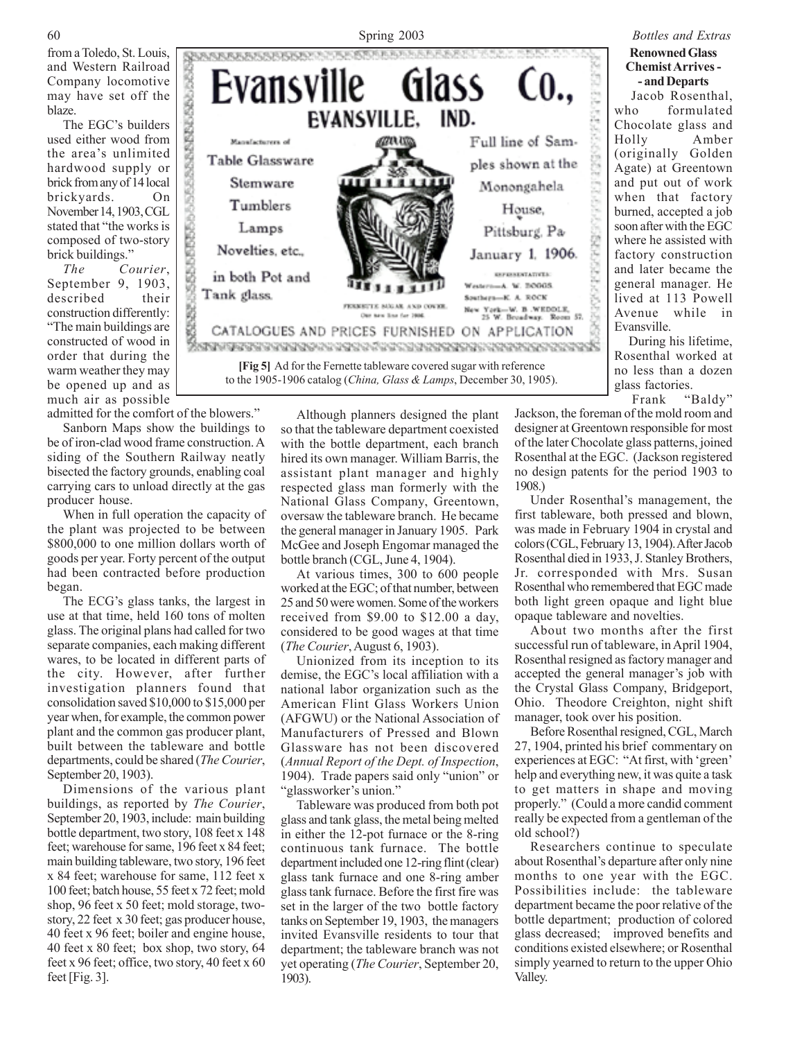from a Toledo, St. Louis, and Western Railroad Company locomotive may have set off the blaze.

The EGC's builders used either wood from the area's unlimited hardwood supply or brick from any of 14 local brickyards. On November 14, 1903, CGL stated that "the works is composed of two-story brick buildings."

*The Courier*, September 9, 1903, described their construction differently: "The main buildings are constructed of wood in order that during the warm weather they may be opened up and as much air as possible admitted for the comfort of the blowers."

Sanborn Maps show the buildings to be of iron-clad wood frame construction. A siding of the Southern Railway neatly bisected the factory grounds, enabling coal carrying cars to unload directly at the gas producer house.

When in full operation the capacity of the plant was projected to be between $800,000 to one million dollars worth of goods per year. Forty percent of the output had been contracted before production began.

The ECG's glass tanks, the largest in use at that time, held 160 tons of molten glass. The original plans had called for two separate companies, each making different wares, to be located in different parts of the city. However, after further investigation planners found that consolidation saved $10,000 to $15,000 per year when, for example, the common power plant and the common gas producer plant, built between the tableware and bottle departments, could be shared (*The Courier*, September 20, 1903).

Dimensions of the various plant buildings, as reported by *The Courier*, September 20, 1903, include: main building bottle department, two story, 108 feet x 148 feet; warehouse for same, 196 feet x 84 feet; main building tableware, two story, 196 feet x 84 feet; warehouse for same, 112 feet x 100 feet; batch house, 55 feet x 72 feet; mold shop, 96 feet x 50 feet; mold storage, two-story, 22 feet x 30 feet; gas producer house, 40 feet x 96 feet; boiler and engine house, 40 feet x 80 feet; box shop, two story, 64 feet x 96 feet; office, two story, 40 feet x 60 feet [Fig. 3].

Evansville Glass Co.,
EVANSVILLE, IND.

Manufacturers of
Table Glassware
Stemware
Tumblers
Lamps
Novelties, etc.,
in both Pot and Tank glass.

FERNETTE SUGAR AND COVER.
Our new line for 1906.

Full line of Samples shown at the Monongahela House, Pittsburg, Pa. January 1, 1906.

REPRESENTATIVES:
Western—A. W. BOGGS.
Southern—K. A. ROCK
New York—W. B. WEDDLE, 25 W. Broadway. Room 57.

CATALOGUES AND PRICES FURNISHED ON APPLICATION

**[Fig 5]** Ad for the Fernette tableware covered sugar with reference to the 1905-1906 catalog (*China, Glass & Lamps*, December 30, 1905).

Although planners designed the plant so that the tableware department coexisted with the bottle department, each branch hired its own manager. William Barris, the assistant plant manager and highly respected glass man formerly with the National Glass Company, Greentown, oversaw the tableware branch. He became the general manager in January 1905. Park McGee and Joseph Engomar managed the bottle branch (CGL, June 4, 1904).

At various times, 300 to 600 people worked at the EGC; of that number, between 25 and 50 were women. Some of the workers received from $9.00 to $12.00 a day, considered to be good wages at that time (*The Courier*, August 6, 1903).

Unionized from its inception to its demise, the EGC's local affiliation with a national labor organization such as the American Flint Glass Workers Union (AFGWU) or the National Association of Manufacturers of Pressed and Blown Glassware has not been discovered (*Annual Report of the Dept. of Inspection*, 1904). Trade papers said only "union" or "glassworker's union."

Tableware was produced from both pot glass and tank glass, the metal being melted in either the 12-pot furnace or the 8-ring continuous tank furnace. The bottle department included one 12-ring flint (clear) glass tank furnace and one 8-ring amber glass tank furnace. Before the first fire was set in the larger of the two bottle factory tanks on September 19, 1903, the managers invited Evansville residents to tour that department; the tableware branch was not yet operating (*The Courier*, September 20, 1903).

**Renowned Glass Chemist Arrives - - and Departs**

Jacob Rosenthal, who formulated Chocolate glass and Holly Amber (originally Golden Agate) at Greentown and put out of work when that factory burned, accepted a job soon after with the EGC where he assisted with factory construction and later became the general manager. He lived at 113 Powell Avenue while in Evansville.

During his lifetime, Rosenthal worked at no less than a dozen glass factories.

Frank "Baldy" Jackson, the foreman of the mold room and designer at Greentown responsible for most of the later Chocolate glass patterns, joined Rosenthal at the EGC. (Jackson registered no design patents for the period 1903 to 1908.)

Under Rosenthal's management, the first tableware, both pressed and blown, was made in February 1904 in crystal and colors (CGL, February 13, 1904). After Jacob Rosenthal died in 1933, J. Stanley Brothers, Jr. corresponded with Mrs. Susan Rosenthal who remembered that EGC made both light green opaque and light blue opaque tableware and novelties.

About two months after the first successful run of tableware, in April 1904, Rosenthal resigned as factory manager and accepted the general manager's job with the Crystal Glass Company, Bridgeport, Ohio. Theodore Creighton, night shift manager, took over his position.

Before Rosenthal resigned, CGL, March 27, 1904, printed his brief commentary on experiences at EGC: "At first, with 'green' help and everything new, it was quite a task to get matters in shape and moving properly." (Could a more candid comment really be expected from a gentleman of the old school?)

Researchers continue to speculate about Rosenthal's departure after only nine months to one year with the EGC. Possibilities include: the tableware department became the poor relative of the bottle department; production of colored glass decreased; improved benefits and conditions existed elsewhere; or Rosenthal simply yearned to return to the upper Ohio Valley.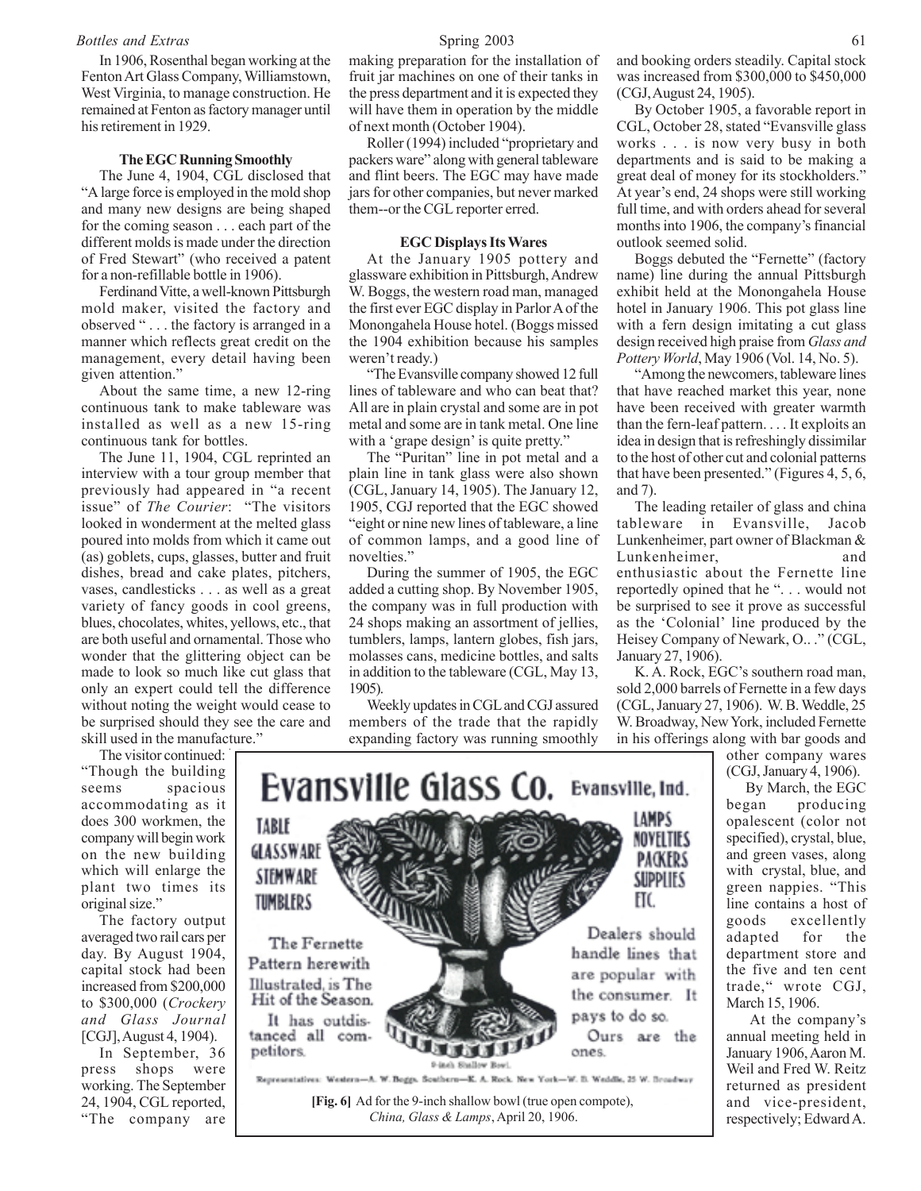In 1906, Rosenthal began working at the Fenton Art Glass Company, Williamstown, West Virginia, to manage construction. He remained at Fenton as factory manager until his retirement in 1929.

### The EGC Running Smoothly

The June 4, 1904, CGL disclosed that "A large force is employed in the mold shop and many new designs are being shaped for the coming season . . . each part of the different molds is made under the direction of Fred Stewart" (who received a patent for a non-refillable bottle in 1906).

Ferdinand Vitte, a well-known Pittsburgh mold maker, visited the factory and observed " . . . the factory is arranged in a manner which reflects great credit on the management, every detail having been given attention."

About the same time, a new 12-ring continuous tank to make tableware was installed as well as a new 15-ring continuous tank for bottles.

The June 11, 1904, CGL reprinted an interview with a tour group member that previously had appeared in "a recent issue" of *The Courier*: "The visitors looked in wonderment at the melted glass poured into molds from which it came out (as) goblets, cups, glasses, butter and fruit dishes, bread and cake plates, pitchers, vases, candlesticks . . . as well as a great variety of fancy goods in cool greens, blues, chocolates, whites, yellows, etc., that are both useful and ornamental. Those who wonder that the glittering object can be made to look so much like cut glass that only an expert could tell the difference without noting the weight would cease to be surprised should they see the care and skill used in the manufacture."

The visitor continued: "Though the building seems spacious accommodating as it does 300 workmen, the company will begin work on the new building which will enlarge the plant two times its original size."

The factory output averaged two rail cars per day. By August 1904, capital stock had been increased from $200,000 to $300,000 (*Crockery and Glass Journal* [CGJ], August 4, 1904).

In September, 36 press shops were working. The September 24, 1904, CGL reported, "The company are making preparation for the installation of fruit jar machines on one of their tanks in the press department and it is expected they will have them in operation by the middle of next month (October 1904).

Roller (1994) included "proprietary and packers ware" along with general tableware and flint beers. The EGC may have made jars for other companies, but never marked them--or the CGL reporter erred.

### EGC Displays Its Wares

At the January 1905 pottery and glassware exhibition in Pittsburgh, Andrew W. Boggs, the western road man, managed the first ever EGC display in Parlor A of the Monongahela House hotel. (Boggs missed the 1904 exhibition because his samples weren't ready.)

"The Evansville company showed 12 full lines of tableware and who can beat that? All are in plain crystal and some are in pot metal and some are in tank metal. One line with a 'grape design' is quite pretty."

The "Puritan" line in pot metal and a plain line in tank glass were also shown (CGL, January 14, 1905). The January 12, 1905, CGJ reported that the EGC showed "eight or nine new lines of tableware, a line of common lamps, and a good line of novelties."

During the summer of 1905, the EGC added a cutting shop. By November 1905, the company was in full production with 24 shops making an assortment of jellies, tumblers, lamps, lantern globes, fish jars, molasses cans, medicine bottles, and salts in addition to the tableware (CGL, May 13, 1905).

Weekly updates in CGL and CGJ assured members of the trade that the rapidly expanding factory was running smoothly and booking orders steadily. Capital stock was increased from $300,000 to $450,000 (CGJ, August 24, 1905).

By October 1905, a favorable report in CGL, October 28, stated "Evansville glass works . . . is now very busy in both departments and is said to be making a great deal of money for its stockholders." At year's end, 24 shops were still working full time, and with orders ahead for several months into 1906, the company's financial outlook seemed solid.

Boggs debuted the "Fernette" (factory name) line during the annual Pittsburgh exhibit held at the Monongahela House hotel in January 1906. This pot glass line with a fern design imitating a cut glass design received high praise from *Glass and Pottery World*, May 1906 (Vol. 14, No. 5).

"Among the newcomers, tableware lines that have reached market this year, none have been received with greater warmth than the fern-leaf pattern. . . . It exploits an idea in design that is refreshingly dissimilar to the host of other cut and colonial patterns that have been presented." (Figures 4, 5, 6, and 7).

The leading retailer of glass and china tableware in Evansville, Jacob Lunkenheimer, part owner of Blackman & Lunkenheimer, and enthusiastic about the Fernette line reportedly opined that he ". . . would not be surprised to see it prove as successful as the 'Colonial' line produced by the Heisey Company of Newark, O.. ." (CGL, January 27, 1906).

K. A. Rock, EGC's southern road man, sold 2,000 barrels of Fernette in a few days (CGL, January 27, 1906). W. B. Weddle, 25 W. Broadway, New York, included Fernette in his offerings along with bar goods and other company wares (CGJ, January 4, 1906).

By March, the EGC began producing opalescent (color not specified), crystal, blue, and green vases, along with crystal, blue, and green nappies. "This line contains a host of goods excellently adapted for the department store and the five and ten cent trade," wrote CGJ, March 15, 1906.

At the company's annual meeting held in January 1906, Aaron M. Weil and Fred W. Reitz returned as president and vice-president, respectively; Edward A.

Evansville Glass Co. Evansville, Ind.

TABLE GLASSWARE STEMWARE TUMBLERS

LAMPS NOVELTIES PACKERS SUPPLIES ETC.

The Fernette Pattern herewith Illustrated, is The Hit of the Season. It has outdistanced all competitors.

Dealers should handle lines that are popular with the consumer. It pays to do so. Ours are the ones.

9-inch Shallow Bowl.

Representatives: Western—A. W. Boggs. Southern—K. A. Rock. New York—W. B. Weddle, 25 W. Broadway

**[Fig. 6]** Ad for the 9-inch shallow bowl (true open compote), *China, Glass & Lamps*, April 20, 1906.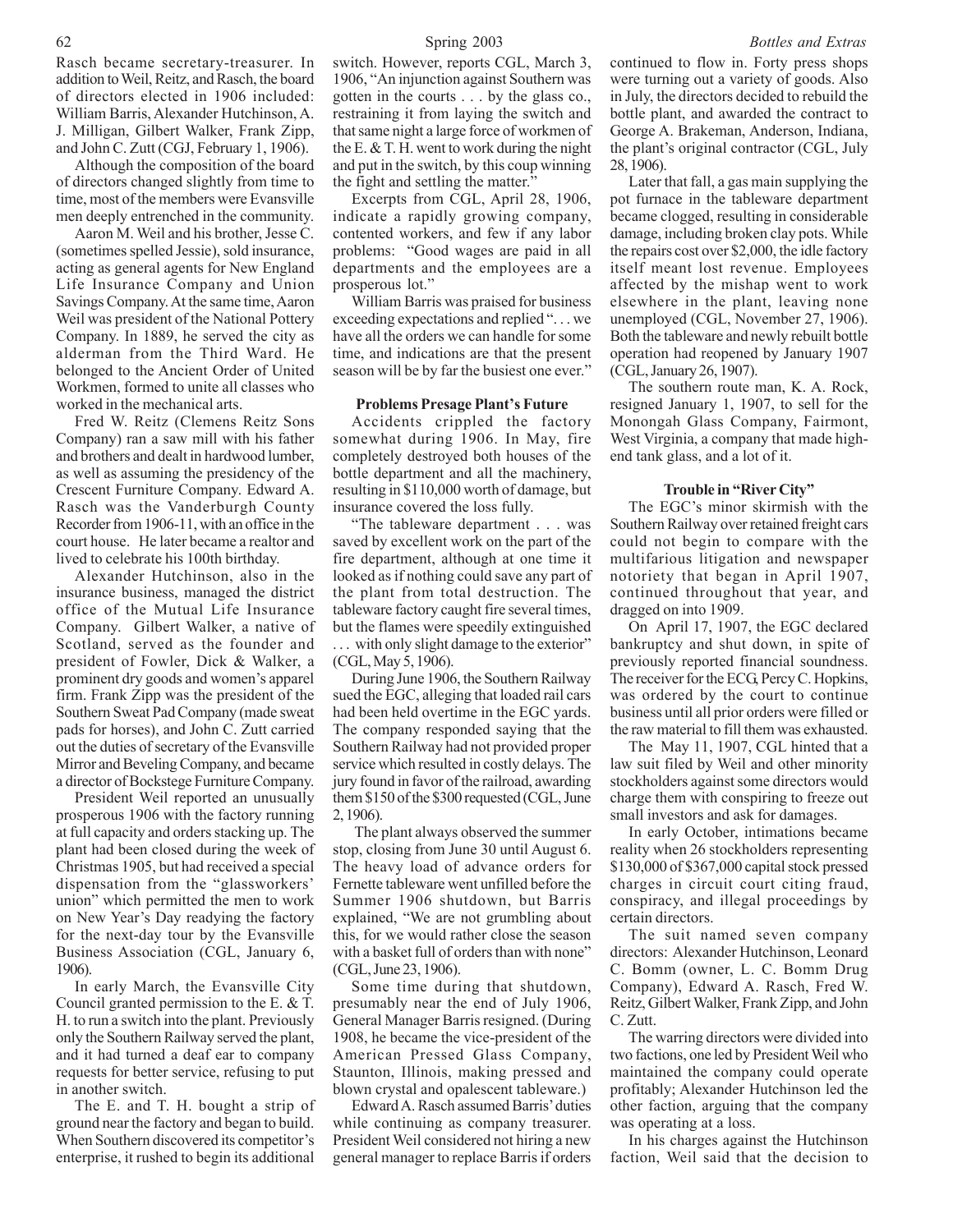Rasch became secretary-treasurer. In addition to Weil, Reitz, and Rasch, the board of directors elected in 1906 included: William Barris, Alexander Hutchinson, A. J. Milligan, Gilbert Walker, Frank Zipp, and John C. Zutt (CGJ, February 1, 1906).

Although the composition of the board of directors changed slightly from time to time, most of the members were Evansville men deeply entrenched in the community.

Aaron M. Weil and his brother, Jesse C. (sometimes spelled Jessie), sold insurance, acting as general agents for New England Life Insurance Company and Union Savings Company. At the same time, Aaron Weil was president of the National Pottery Company. In 1889, he served the city as alderman from the Third Ward. He belonged to the Ancient Order of United Workmen, formed to unite all classes who worked in the mechanical arts.

Fred W. Reitz (Clemens Reitz Sons Company) ran a saw mill with his father and brothers and dealt in hardwood lumber, as well as assuming the presidency of the Crescent Furniture Company. Edward A. Rasch was the Vanderburgh County Recorder from 1906-11, with an office in the court house. He later became a realtor and lived to celebrate his 100th birthday.

Alexander Hutchinson, also in the insurance business, managed the district office of the Mutual Life Insurance Company. Gilbert Walker, a native of Scotland, served as the founder and president of Fowler, Dick & Walker, a prominent dry goods and women's apparel firm. Frank Zipp was the president of the Southern Sweat Pad Company (made sweat pads for horses), and John C. Zutt carried out the duties of secretary of the Evansville Mirror and Beveling Company, and became a director of Bockstege Furniture Company.

President Weil reported an unusually prosperous 1906 with the factory running at full capacity and orders stacking up. The plant had been closed during the week of Christmas 1905, but had received a special dispensation from the "glassworkers' union" which permitted the men to work on New Year's Day readying the factory for the next-day tour by the Evansville Business Association (CGL, January 6, 1906).

In early March, the Evansville City Council granted permission to the E. & T. H. to run a switch into the plant. Previously only the Southern Railway served the plant, and it had turned a deaf ear to company requests for better service, refusing to put in another switch.

The E. and T. H. bought a strip of ground near the factory and began to build. When Southern discovered its competitor's enterprise, it rushed to begin its additional switch. However, reports CGL, March 3, 1906, "An injunction against Southern was gotten in the courts . . . by the glass co., restraining it from laying the switch and that same night a large force of workmen of the E. & T. H. went to work during the night and put in the switch, by this coup winning the fight and settling the matter."

Excerpts from CGL, April 28, 1906, indicate a rapidly growing company, contented workers, and few if any labor problems: "Good wages are paid in all departments and the employees are a prosperous lot."

William Barris was praised for business exceeding expectations and replied ". . . we have all the orders we can handle for some time, and indications are that the present season will be by far the busiest one ever."

### Problems Presage Plant's Future

Accidents crippled the factory somewhat during 1906. In May, fire completely destroyed both houses of the bottle department and all the machinery, resulting in $110,000 worth of damage, but insurance covered the loss fully.

"The tableware department . . . was saved by excellent work on the part of the fire department, although at one time it looked as if nothing could save any part of the plant from total destruction. The tableware factory caught fire several times, but the flames were speedily extinguished . . . with only slight damage to the exterior" (CGL, May 5, 1906).

During June 1906, the Southern Railway sued the EGC, alleging that loaded rail cars had been held overtime in the EGC yards. The company responded saying that the Southern Railway had not provided proper service which resulted in costly delays. The jury found in favor of the railroad, awarding them $150 of the $300 requested (CGL, June 2, 1906).

The plant always observed the summer stop, closing from June 30 until August 6. The heavy load of advance orders for Fernette tableware went unfilled before the Summer 1906 shutdown, but Barris explained, "We are not grumbling about this, for we would rather close the season with a basket full of orders than with none" (CGL, June 23, 1906).

Some time during that shutdown, presumably near the end of July 1906, General Manager Barris resigned. (During 1908, he became the vice-president of the American Pressed Glass Company, Staunton, Illinois, making pressed and blown crystal and opalescent tableware.)

Edward A. Rasch assumed Barris' duties while continuing as company treasurer. President Weil considered not hiring a new general manager to replace Barris if orders continued to flow in. Forty press shops were turning out a variety of goods. Also in July, the directors decided to rebuild the bottle plant, and awarded the contract to George A. Brakeman, Anderson, Indiana, the plant's original contractor (CGL, July 28, 1906).

Later that fall, a gas main supplying the pot furnace in the tableware department became clogged, resulting in considerable damage, including broken clay pots. While the repairs cost over $2,000, the idle factory itself meant lost revenue. Employees affected by the mishap went to work elsewhere in the plant, leaving none unemployed (CGL, November 27, 1906). Both the tableware and newly rebuilt bottle operation had reopened by January 1907 (CGL, January 26, 1907).

The southern route man, K. A. Rock, resigned January 1, 1907, to sell for the Monongah Glass Company, Fairmont, West Virginia, a company that made high-end tank glass, and a lot of it.

### Trouble in "River City"

The EGC's minor skirmish with the Southern Railway over retained freight cars could not begin to compare with the multifarious litigation and newspaper notoriety that began in April 1907, continued throughout that year, and dragged on into 1909.

On April 17, 1907, the EGC declared bankruptcy and shut down, in spite of previously reported financial soundness. The receiver for the ECG, Percy C. Hopkins, was ordered by the court to continue business until all prior orders were filled or the raw material to fill them was exhausted.

The May 11, 1907, CGL hinted that a law suit filed by Weil and other minority stockholders against some directors would charge them with conspiring to freeze out small investors and ask for damages.

In early October, intimations became reality when 26 stockholders representing $130,000 of $367,000 capital stock pressed charges in circuit court citing fraud, conspiracy, and illegal proceedings by certain directors.

The suit named seven company directors: Alexander Hutchinson, Leonard C. Bomm (owner, L. C. Bomm Drug Company), Edward A. Rasch, Fred W. Reitz, Gilbert Walker, Frank Zipp, and John C. Zutt.

The warring directors were divided into two factions, one led by President Weil who maintained the company could operate profitably; Alexander Hutchinson led the other faction, arguing that the company was operating at a loss.

In his charges against the Hutchinson faction, Weil said that the decision to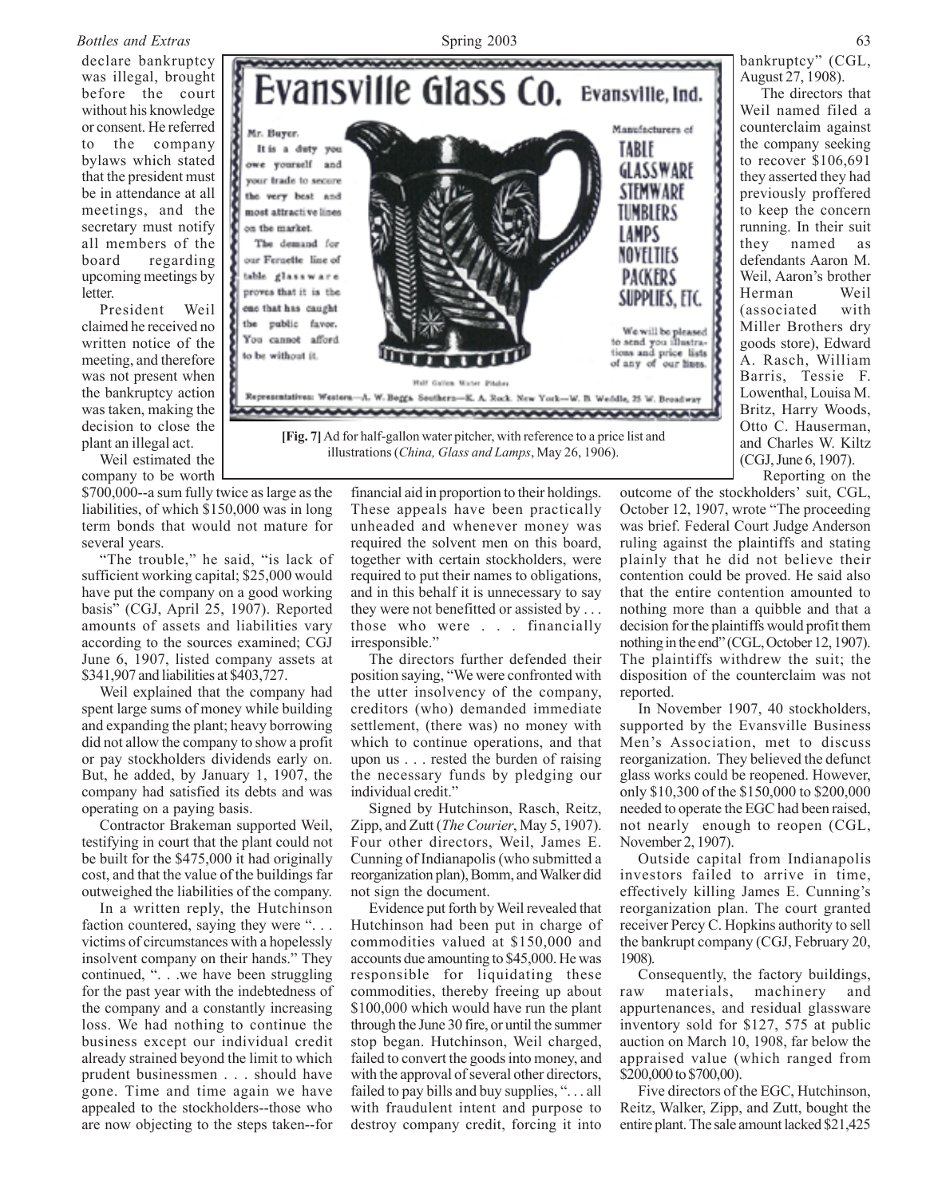declare bankruptcy was illegal, brought before the court without his knowledge or consent. He referred to the company bylaws which stated that the president must be in attendance at all meetings, and the secretary must notify all members of the board regarding upcoming meetings by letter.

President Weil claimed he received no written notice of the meeting, and therefore was not present when the bankruptcy action was taken, making the decision to close the plant an illegal act.

Weil estimated the company to be worth $700,000--a sum fully twice as large as the liabilities, of which $150,000 was in long term bonds that would not mature for several years.

"The trouble," he said, "is lack of sufficient working capital; $25,000 would have put the company on a good working basis" (CGJ, April 25, 1907). Reported amounts of assets and liabilities vary according to the sources examined; CGJ June 6, 1907, listed company assets at $341,907 and liabilities at $403,727.

Weil explained that the company had spent large sums of money while building and expanding the plant; heavy borrowing did not allow the company to show a profit or pay stockholders dividends early on. But, he added, by January 1, 1907, the company had satisfied its debts and was operating on a paying basis.

Contractor Brakeman supported Weil, testifying in court that the plant could not be built for the $475,000 it had originally cost, and that the value of the buildings far outweighed the liabilities of the company.

In a written reply, the Hutchinson faction countered, saying they were ". . . victims of circumstances with a hopelessly insolvent company on their hands." They continued, ". . .we have been struggling for the past year with the indebtedness of the company and a constantly increasing loss. We had nothing to continue the business except our individual credit already strained beyond the limit to which prudent businessmen . . . should have gone. Time and time again we have appealed to the stockholders--those who are now objecting to the steps taken--for financial aid in proportion to their holdings. These appeals have been practically unheaded and whenever money was required the solvent men on this board, together with certain stockholders, were required to put their names to obligations, and in this behalf it is unnecessary to say they were not benefitted or assisted by . . . those who were . . . financially irresponsible."

The directors further defended their position saying, "We were confronted with the utter insolvency of the company, creditors (who) demanded immediate settlement, (there was) no money with which to continue operations, and that upon us . . . rested the burden of raising the necessary funds by pledging our individual credit."

Signed by Hutchinson, Rasch, Reitz, Zipp, and Zutt (*The Courier*, May 5, 1907). Four other directors, Weil, James E. Cunning of Indianapolis (who submitted a reorganization plan), Bomm, and Walker did not sign the document.

Evidence put forth by Weil revealed that Hutchinson had been put in charge of commodities valued at $150,000 and accounts due amounting to $45,000. He was responsible for liquidating these commodities, thereby freeing up about $100,000 which would have run the plant through the June 30 fire, or until the summer stop began. Hutchinson, Weil charged, failed to convert the goods into money, and with the approval of several other directors, failed to pay bills and buy supplies, ". . . all with fraudulent intent and purpose to destroy company credit, forcing it into bankruptcy" (CGL, August 27, 1908).

The directors that Weil named filed a counterclaim against the company seeking to recover $106,691 they asserted they had previously proffered to keep the concern running. In their suit they named as defendants Aaron M. Weil, Aaron's brother Herman Weil (associated with Miller Brothers dry goods store), Edward A. Rasch, William Barris, Tessie F. Lowenthal, Louisa M. Britz, Harry Woods, Otto C. Hauserman, and Charles W. Kiltz (CGJ, June 6, 1907).

Reporting on the outcome of the stockholders' suit, CGL, October 12, 1907, wrote "The proceeding was brief. Federal Court Judge Anderson ruling against the plaintiffs and stating plainly that he did not believe their contention could be proved. He said also that the entire contention amounted to nothing more than a quibble and that a decision for the plaintiffs would profit them nothing in the end" (CGL, October 12, 1907). The plaintiffs withdrew the suit; the disposition of the counterclaim was not reported.

In November 1907, 40 stockholders, supported by the Evansville Business Men's Association, met to discuss reorganization. They believed the defunct glass works could be reopened. However, only $10,300 of the $150,000 to $200,000 needed to operate the EGC had been raised, not nearly enough to reopen (CGL, November 2, 1907).

Outside capital from Indianapolis investors failed to arrive in time, effectively killing James E. Cunning's reorganization plan. The court granted receiver Percy C. Hopkins authority to sell the bankrupt company (CGJ, February 20, 1908).

Consequently, the factory buildings, raw materials, machinery and appurtenances, and residual glassware inventory sold for $127, 575 at public auction on March 10, 1908, far below the appraised value (which ranged from $200,000 to $700,00).

Five directors of the EGC, Hutchinson, Reitz, Walker, Zipp, and Zutt, bought the entire plant. The sale amount lacked $21,425

Evansville Glass Co. Evansville, Ind.

Mr. Buyer. It is a duty you owe yourself and your trade to secure the very best and most attractive lines on the market. The demand for our Ferustle line of table glassware proves that it is the one that has caught the public favor. You cannot afford to be without it.

Manufacturers of TABLE GLASSWARE STEMWARE TUMBLERS LAMPS NOVELTIES PACKERS SUPPLIES, ETC.

We will be pleased to send you illustrations and price lists of any of our lines.

Half Gallon Water Pitcher

Representatives: Western—A. W. Beggs. Southern—K. A. Rock. New York—W. B. Weddle, 25 W. Broadway

**[Fig. 7]** Ad for half-gallon water pitcher, with reference to a price list and illustrations (*China, Glass and Lamps*, May 26, 1906).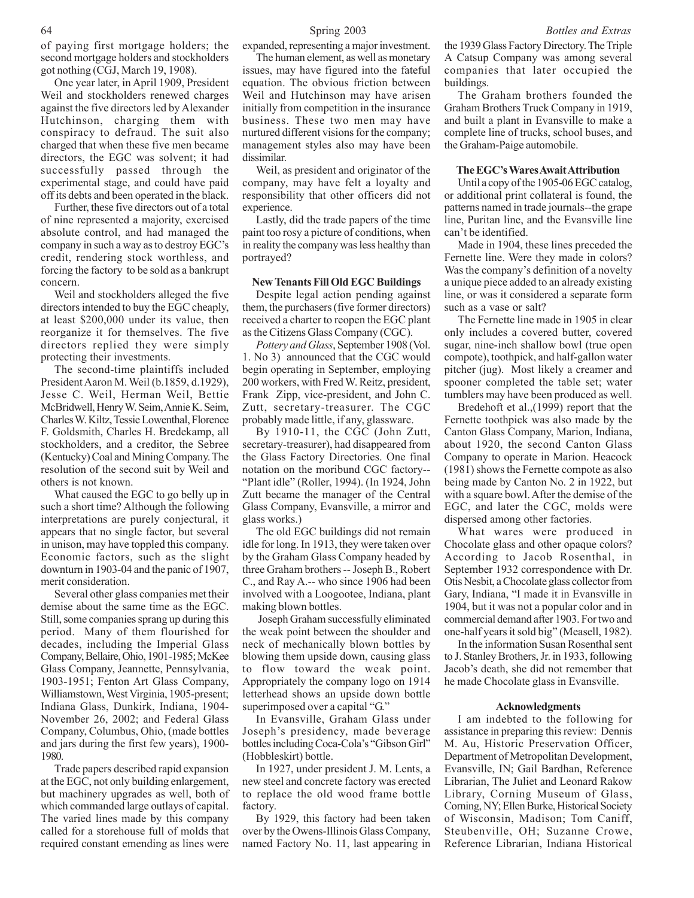of paying first mortgage holders; the second mortgage holders and stockholders got nothing (CGJ, March 19, 1908).

One year later, in April 1909, President Weil and stockholders renewed charges against the five directors led by Alexander Hutchinson, charging them with conspiracy to defraud. The suit also charged that when these five men became directors, the EGC was solvent; it had successfully passed through the experimental stage, and could have paid off its debts and been operated in the black.

Further, these five directors out of a total of nine represented a majority, exercised absolute control, and had managed the company in such a way as to destroy EGC's credit, rendering stock worthless, and forcing the factory to be sold as a bankrupt concern.

Weil and stockholders alleged the five directors intended to buy the EGC cheaply, at least $200,000 under its value, then reorganize it for themselves. The five directors replied they were simply protecting their investments.

The second-time plaintiffs included President Aaron M. Weil (b.1859, d.1929), Jesse C. Weil, Herman Weil, Bettie McBridwell, Henry W. Seim, Annie K. Seim, Charles W. Kiltz, Tessie Lowenthal, Florence F. Goldsmith, Charles H. Bredekamp, all stockholders, and a creditor, the Sebree (Kentucky) Coal and Mining Company. The resolution of the second suit by Weil and others is not known.

What caused the EGC to go belly up in such a short time? Although the following interpretations are purely conjectural, it appears that no single factor, but several in unison, may have toppled this company. Economic factors, such as the slight downturn in 1903-04 and the panic of 1907, merit consideration.

Several other glass companies met their demise about the same time as the EGC. Still, some companies sprang up during this period. Many of them flourished for decades, including the Imperial Glass Company, Bellaire, Ohio, 1901-1985; McKee Glass Company, Jeannette, Pennsylvania, 1903-1951; Fenton Art Glass Company, Williamstown, West Virginia, 1905-present; Indiana Glass, Dunkirk, Indiana, 1904-November 26, 2002; and Federal Glass Company, Columbus, Ohio, (made bottles and jars during the first few years), 1900-1980.

Trade papers described rapid expansion at the EGC, not only building enlargement, but machinery upgrades as well, both of which commanded large outlays of capital. The varied lines made by this company called for a storehouse full of molds that required constant emending as lines were expanded, representing a major investment.

The human element, as well as monetary issues, may have figured into the fateful equation. The obvious friction between Weil and Hutchinson may have arisen initially from competition in the insurance business. These two men may have nurtured different visions for the company; management styles also may have been dissimilar.

Weil, as president and originator of the company, may have felt a loyalty and responsibility that other officers did not experience.

Lastly, did the trade papers of the time paint too rosy a picture of conditions, when in reality the company was less healthy than portrayed?

**New Tenants Fill Old EGC Buildings**

Despite legal action pending against them, the purchasers (five former directors) received a charter to reopen the EGC plant as the Citizens Glass Company (CGC).

*Pottery and Glass*, September 1908 (Vol. 1. No 3) announced that the CGC would begin operating in September, employing 200 workers, with Fred W. Reitz, president, Frank Zipp, vice-president, and John C. Zutt, secretary-treasurer. The CGC probably made little, if any, glassware.

By 1910-11, the CGC (John Zutt, secretary-treasurer), had disappeared from the Glass Factory Directories. One final notation on the moribund CGC factory--"Plant idle" (Roller, 1994). (In 1924, John Zutt became the manager of the Central Glass Company, Evansville, a mirror and glass works.)

The old EGC buildings did not remain idle for long. In 1913, they were taken over by the Graham Glass Company headed by three Graham brothers -- Joseph B., Robert C., and Ray A.-- who since 1906 had been involved with a Loogootee, Indiana, plant making blown bottles.

Joseph Graham successfully eliminated the weak point between the shoulder and neck of mechanically blown bottles by blowing them upside down, causing glass to flow toward the weak point. Appropriately the company logo on 1914 letterhead shows an upside down bottle superimposed over a capital "G."

In Evansville, Graham Glass under Joseph's presidency, made beverage bottles including Coca-Cola's "Gibson Girl" (Hobbleskirt) bottle.

In 1927, under president J. M. Lents, a new steel and concrete factory was erected to replace the old wood frame bottle factory.

By 1929, this factory had been taken over by the Owens-Illinois Glass Company, named Factory No. 11, last appearing in the 1939 Glass Factory Directory. The Triple A Catsup Company was among several companies that later occupied the buildings.

The Graham brothers founded the Graham Brothers Truck Company in 1919, and built a plant in Evansville to make a complete line of trucks, school buses, and the Graham-Paige automobile.

**The EGC's Wares Await Attribution**

Until a copy of the 1905-06 EGC catalog, or additional print collateral is found, the patterns named in trade journals--the grape line, Puritan line, and the Evansville line can't be identified.

Made in 1904, these lines preceded the Fernette line. Were they made in colors? Was the company's definition of a novelty a unique piece added to an already existing line, or was it considered a separate form such as a vase or salt?

The Fernette line made in 1905 in clear only includes a covered butter, covered sugar, nine-inch shallow bowl (true open compote), toothpick, and half-gallon water pitcher (jug). Most likely a creamer and spooner completed the table set; water tumblers may have been produced as well.

Bredehoft et al.,(1999) report that the Fernette toothpick was also made by the Canton Glass Company, Marion, Indiana, about 1920, the second Canton Glass Company to operate in Marion. Heacock (1981) shows the Fernette compote as also being made by Canton No. 2 in 1922, but with a square bowl. After the demise of the EGC, and later the CGC, molds were dispersed among other factories.

What wares were produced in Chocolate glass and other opaque colors? According to Jacob Rosenthal, in September 1932 correspondence with Dr. Otis Nesbit, a Chocolate glass collector from Gary, Indiana, "I made it in Evansville in 1904, but it was not a popular color and in commercial demand after 1903. For two and one-half years it sold big" (Measell, 1982).

In the information Susan Rosenthal sent to J. Stanley Brothers, Jr. in 1933, following Jacob's death, she did not remember that he made Chocolate glass in Evansville.

**Acknowledgments**

I am indebted to the following for assistance in preparing this review: Dennis M. Au, Historic Preservation Officer, Department of Metropolitan Development, Evansville, IN; Gail Bardhan, Reference Librarian, The Juliet and Leonard Rakow Library, Corning Museum of Glass, Corning, NY; Ellen Burke, Historical Society of Wisconsin, Madison; Tom Caniff, Steubenville, OH; Suzanne Crowe, Reference Librarian, Indiana Historical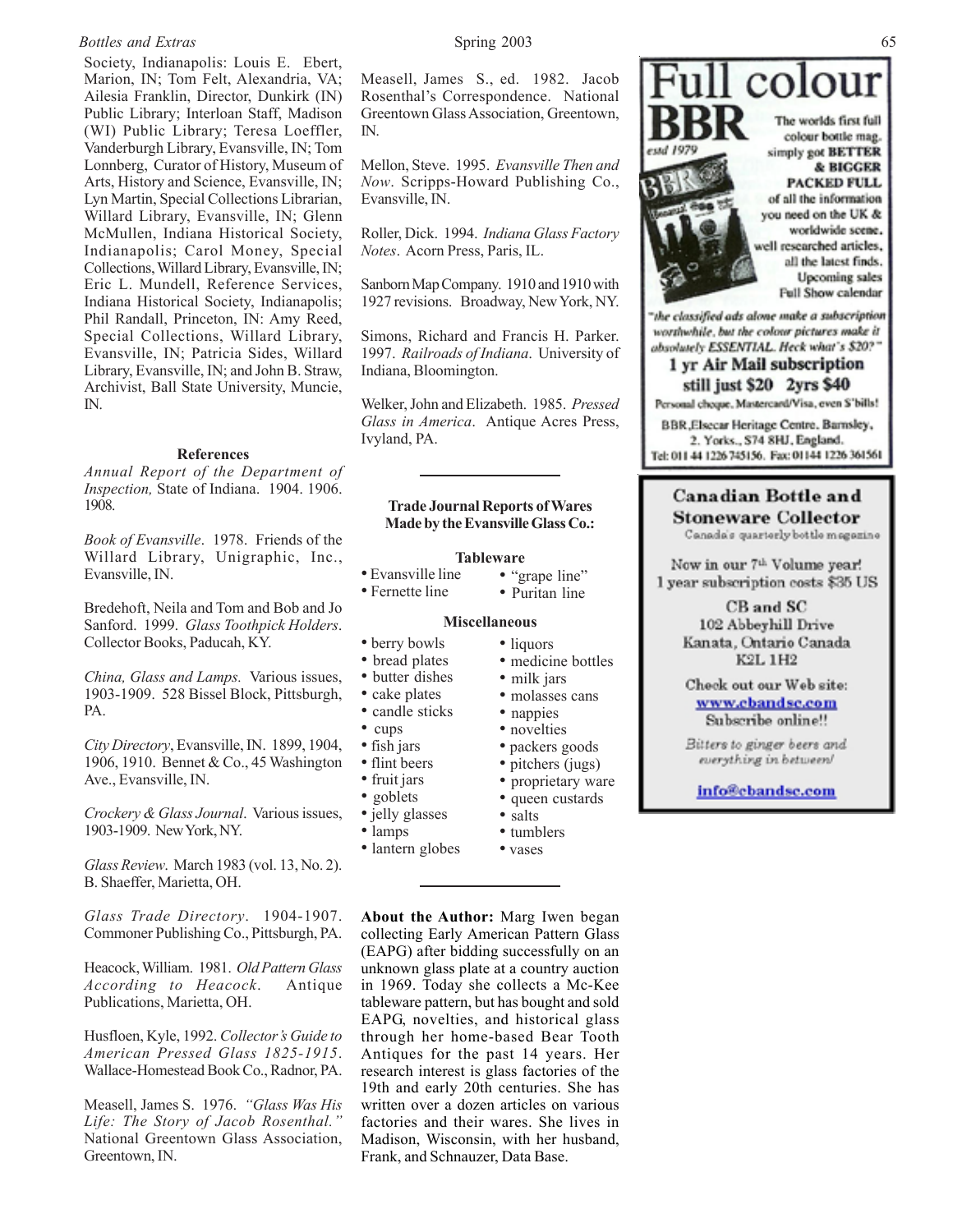Society, Indianapolis: Louis E. Ebert, Marion, IN; Tom Felt, Alexandria, VA; Ailesia Franklin, Director, Dunkirk (IN) Public Library; Interloan Staff, Madison (WI) Public Library; Teresa Loeffler, Vanderburgh Library, Evansville, IN; Tom Lonnberg, Curator of History, Museum of Arts, History and Science, Evansville, IN; Lyn Martin, Special Collections Librarian, Willard Library, Evansville, IN; Glenn McMullen, Indiana Historical Society, Indianapolis; Carol Money, Special Collections, Willard Library, Evansville, IN; Eric L. Mundell, Reference Services, Indiana Historical Society, Indianapolis; Phil Randall, Princeton, IN: Amy Reed, Special Collections, Willard Library, Evansville, IN; Patricia Sides, Willard Library, Evansville, IN; and John B. Straw, Archivist, Ball State University, Muncie, IN.

### References

*Annual Report of the Department of Inspection,* State of Indiana. 1904. 1906. 1908.

*Book of Evansville*. 1978. Friends of the Willard Library, Unigraphic, Inc., Evansville, IN.

Bredehoft, Neila and Tom and Bob and Jo Sanford. 1999. *Glass Toothpick Holders*. Collector Books, Paducah, KY.

*China, Glass and Lamps.* Various issues, 1903-1909. 528 Bissel Block, Pittsburgh, PA.

*City Directory*, Evansville, IN. 1899, 1904, 1906, 1910. Bennet & Co., 45 Washington Ave., Evansville, IN.

*Crockery & Glass Journal*. Various issues, 1903-1909. New York, NY.

*Glass Review*. March 1983 (vol. 13, No. 2). B. Shaeffer, Marietta, OH.

*Glass Trade Directory*. 1904-1907. Commoner Publishing Co., Pittsburgh, PA.

Heacock, William. 1981. *Old Pattern Glass According to Heacock*. Antique Publications, Marietta, OH.

Husfloen, Kyle, 1992. *Collector's Guide to American Pressed Glass 1825-1915*. Wallace-Homestead Book Co., Radnor, PA.

Measell, James S. 1976. *"Glass Was His Life: The Story of Jacob Rosenthal."* National Greentown Glass Association, Greentown, IN.

Measell, James S., ed. 1982. Jacob Rosenthal's Correspondence. National Greentown Glass Association, Greentown, IN.

Mellon, Steve. 1995. *Evansville Then and Now*. Scripps-Howard Publishing Co., Evansville, IN.

Roller, Dick. 1994. *Indiana Glass Factory Notes*. Acorn Press, Paris, IL.

Sanborn Map Company. 1910 and 1910 with 1927 revisions. Broadway, New York, NY.

Simons, Richard and Francis H. Parker. 1997. *Railroads of Indiana*. University of Indiana, Bloomington.

Welker, John and Elizabeth. 1985. *Pressed Glass in America*. Antique Acres Press, Ivyland, PA.

---

### Trade Journal Reports of Wares Made by the Evansville Glass Co.:

**Tableware**

- Evansville line
- Fernette line
- "grape line"
- Puritan line

**Miscellaneous**

- berry bowls
- bread plates
- butter dishes
- cake plates
- candle sticks
- cups
- fish jars
- flint beers
- fruit jars
- goblets
- jelly glasses
- lamps
- lantern globes
- liquors
- medicine bottles
- milk jars
- molasses cans
- nappies
- novelties
- packers goods
- pitchers (jugs)
- proprietary ware
- queen custards
- salts
- tumblers
- vases

---

**About the Author:** Marg Iwen began collecting Early American Pattern Glass (EAPG) after bidding successfully on an unknown glass plate at a country auction in 1969. Today she collects a Mc-Kee tableware pattern, but has bought and sold EAPG, novelties, and historical glass through her home-based Bear Tooth Antiques for the past 14 years. Her research interest is glass factories of the 19th and early 20th centuries. She has written over a dozen articles on various factories and their wares. She lives in Madison, Wisconsin, with her husband, Frank, and Schnauzer, Data Base.

---

# Full colour BBR

estd 1979

The worlds first full colour bottle mag. simply got **BETTER & BIGGER PACKED FULL** of all the information you need on the UK & worldwide scene, well researched articles, all the latest finds, Upcoming sales Full Show calendar

*"the classified ads alone make a subscription worthwhile, but the colour pictures make it absolutely ESSENTIAL. Heck what's $20?"*

**1 yr Air Mail subscription still just $20 2yrs $40**

Personal cheque, Mastercard/Visa, even $'bills!

BBR, Elsecar Heritage Centre, Barnsley, 2. Yorks., S74 8HJ, England.
Tel: 011 44 1226 745156. Fax: 01144 1226 361561

---

## Canadian Bottle and Stoneware Collector

Canada's quarterly bottle magazine

Now in our 7th Volume year!
1 year subscription costs $35 US

CB and SC
102 Abbeyhill Drive
Kanata, Ontario Canada
K2L 1H2

Check out our Web site:
www.cbandsc.com
Subscribe online!!

*Bitters to ginger beers and everything in between!*

info@cbandsc.com